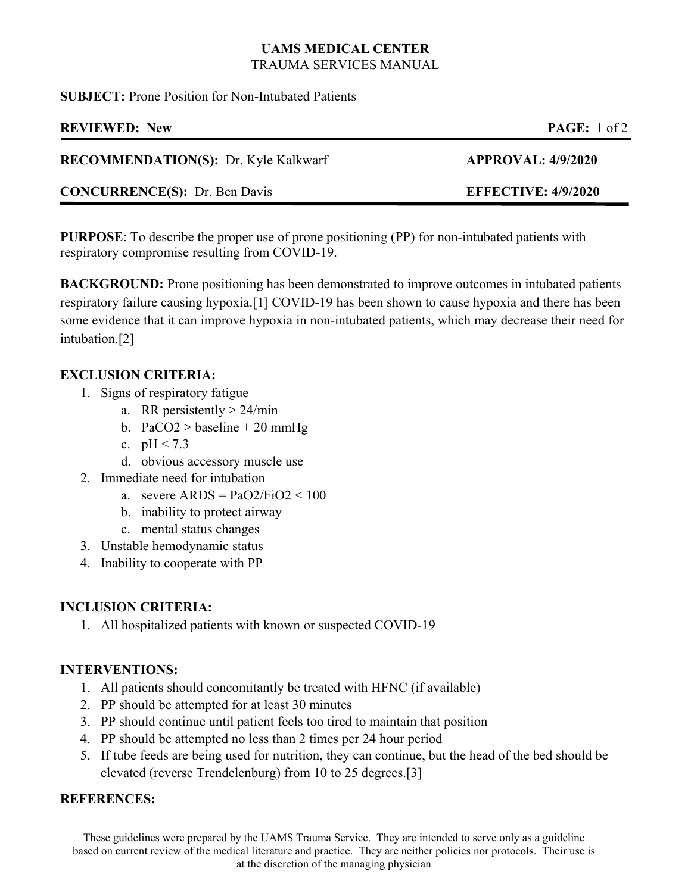**UAMS MEDICAL CENTER**
TRAUMA SERVICES MANUAL

**SUBJECT:** Prone Position for Non-Intubated Patients

**REVIEWED: New**

**RECOMMENDATION(S):** Dr. Kyle Kalkwarf **APPROVAL: 4/9/2020**

**CONCURRENCE(S):** Dr. Ben Davis **EFFECTIVE: 4/9/2020**

---

**PURPOSE**: To describe the proper use of prone positioning (PP) for non-intubated patients with respiratory compromise resulting from COVID-19.

**BACKGROUND:** Prone positioning has been demonstrated to improve outcomes in intubated patients respiratory failure causing hypoxia.[1] COVID-19 has been shown to cause hypoxia and there has been some evidence that it can improve hypoxia in non-intubated patients, which may decrease their need for intubation.[2]

**EXCLUSION CRITERIA:**

1. Signs of respiratory fatigue
   a. RR persistently > 24/min
   b. $PaCO_2$ > baseline + 20 mmHg
   c. pH < 7.3
   d. obvious accessory muscle use
2. Immediate need for intubation
   a. severe ARDS = $PaO_2/FiO_2 < 100$
   b. inability to protect airway
   c. mental status changes
3. Unstable hemodynamic status
4. Inability to cooperate with PP

**INCLUSION CRITERIA:**

1. All hospitalized patients with known or suspected COVID-19

**INTERVENTIONS:**

1. All patients should concomitantly be treated with HFNC (if available)
2. PP should be attempted for at least 30 minutes
3. PP should continue until patient feels too tired to maintain that position
4. PP should be attempted no less than 2 times per 24 hour period
5. If tube feeds are being used for nutrition, they can continue, but the head of the bed should be elevated (reverse Trendelenburg) from 10 to 25 degrees.[3]

**REFERENCES:**

These guidelines were prepared by the UAMS Trauma Service. They are intended to serve only as a guideline based on current review of the medical literature and practice. They are neither policies nor protocols. Their use is at the discretion of the managing physician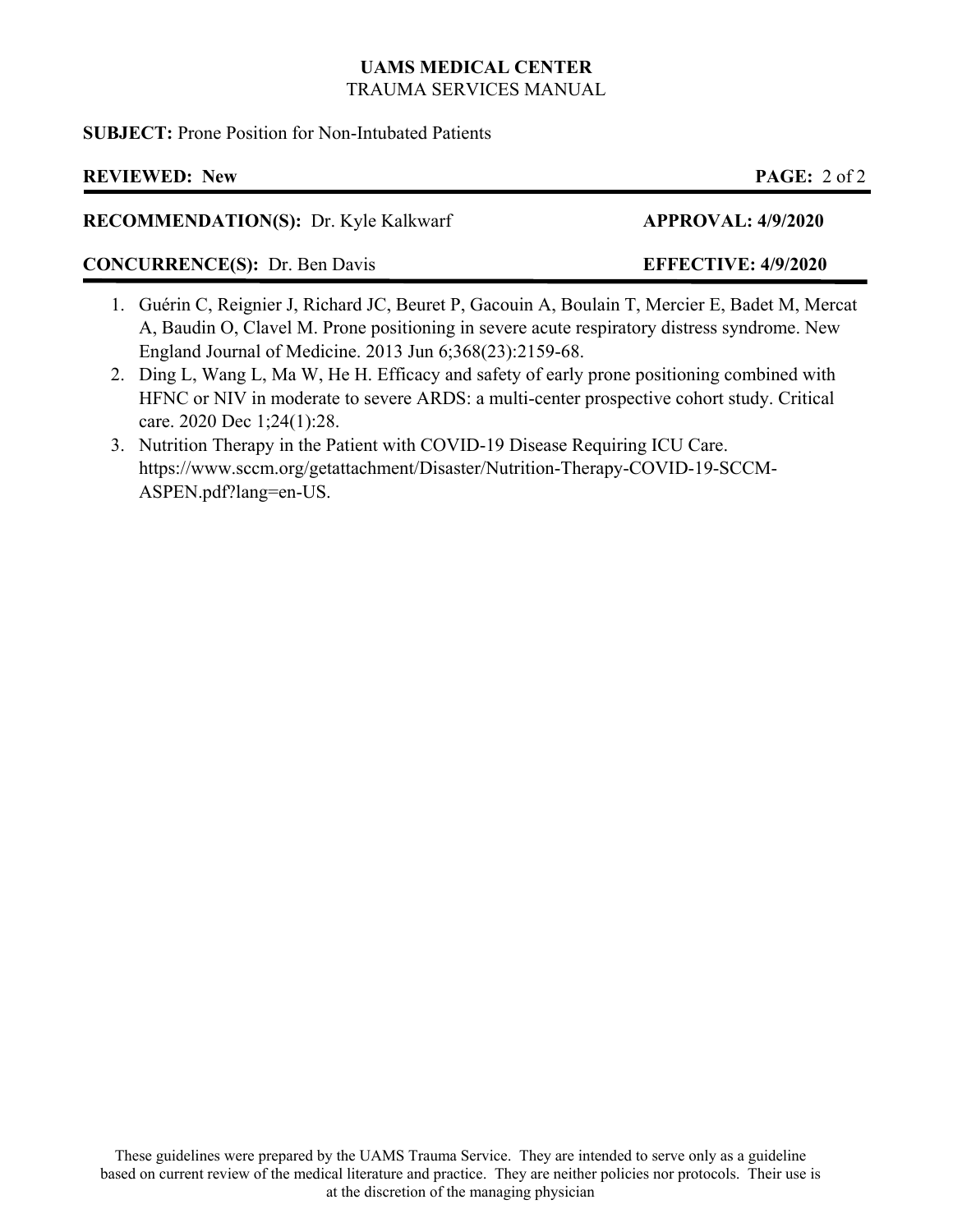1. Guérin C, Reignier J, Richard JC, Beuret P, Gacouin A, Boulain T, Mercier E, Badet M, Mercat A, Baudin O, Clavel M. Prone positioning in severe acute respiratory distress syndrome. New England Journal of Medicine. 2013 Jun 6;368(23):2159-68.
2. Ding L, Wang L, Ma W, He H. Efficacy and safety of early prone positioning combined with HFNC or NIV in moderate to severe ARDS: a multi-center prospective cohort study. Critical care. 2020 Dec 1;24(1):28.
3. Nutrition Therapy in the Patient with COVID-19 Disease Requiring ICU Care. https://www.sccm.org/getattachment/Disaster/Nutrition-Therapy-COVID-19-SCCM-ASPEN.pdf?lang=en-US.